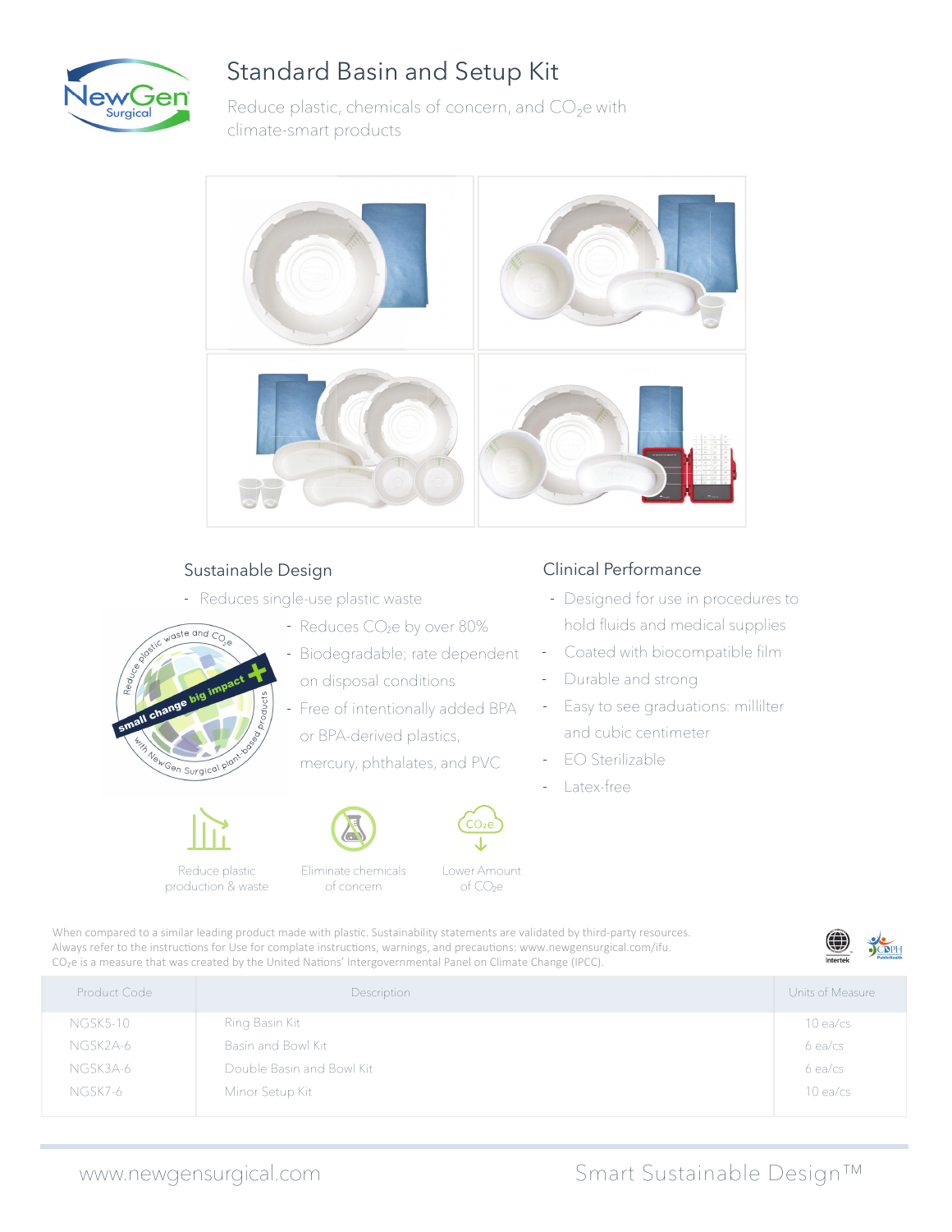# Standard Basin and Setup Kit

Reduce plastic, chemicals of concern, and $CO_2e$ with climate-smart products

## Sustainable Design

- Reduces single-use plastic waste
- Reduces $CO_2e$ by over 80%
- Biodegradable; rate dependent on disposal conditions
- Free of intentionally added BPA or BPA-derived plastics, mercury, phthalates, and PVC

Reduce plastic waste and $CO_2e$ — small change big impact + with NewGen Surgical plant-based products

Reduce plastic production & waste

Eliminate chemicals of concern

Lower Amount of $CO_2e$

## Clinical Performance

- Designed for use in procedures to hold fluids and medical supplies
- Coated with biocompatible film
- Durable and strong
- Easy to see graduations: millilter and cubic centimeter
- EO Sterilizable
- Latex-free

When compared to a similar leading product made with plastic. Sustainability statements are validated by third-party resources.
Always refer to the instructions for Use for complate instructions, warnings, and precautions: www.newgensurgical.com/ifu.
$CO_2e$ is a measure that was created by the United Nations' Intergovernmental Panel on Climate Change (IPCC).

| Product Code | Description | Units of Measure |
|---|---|---|
| NGSK5-10 | Ring Basin Kit | 10 ea/cs |
| NGSK2A-6 | Basin and Bowl Kit | 6 ea/cs |
| NGSK3A-6 | Double Basin and Bowl Kit | 6 ea/cs |
| NGSK7-6 | Minor Setup Kit | 10 ea/cs |

www.newgensurgical.com

Smart Sustainable Design™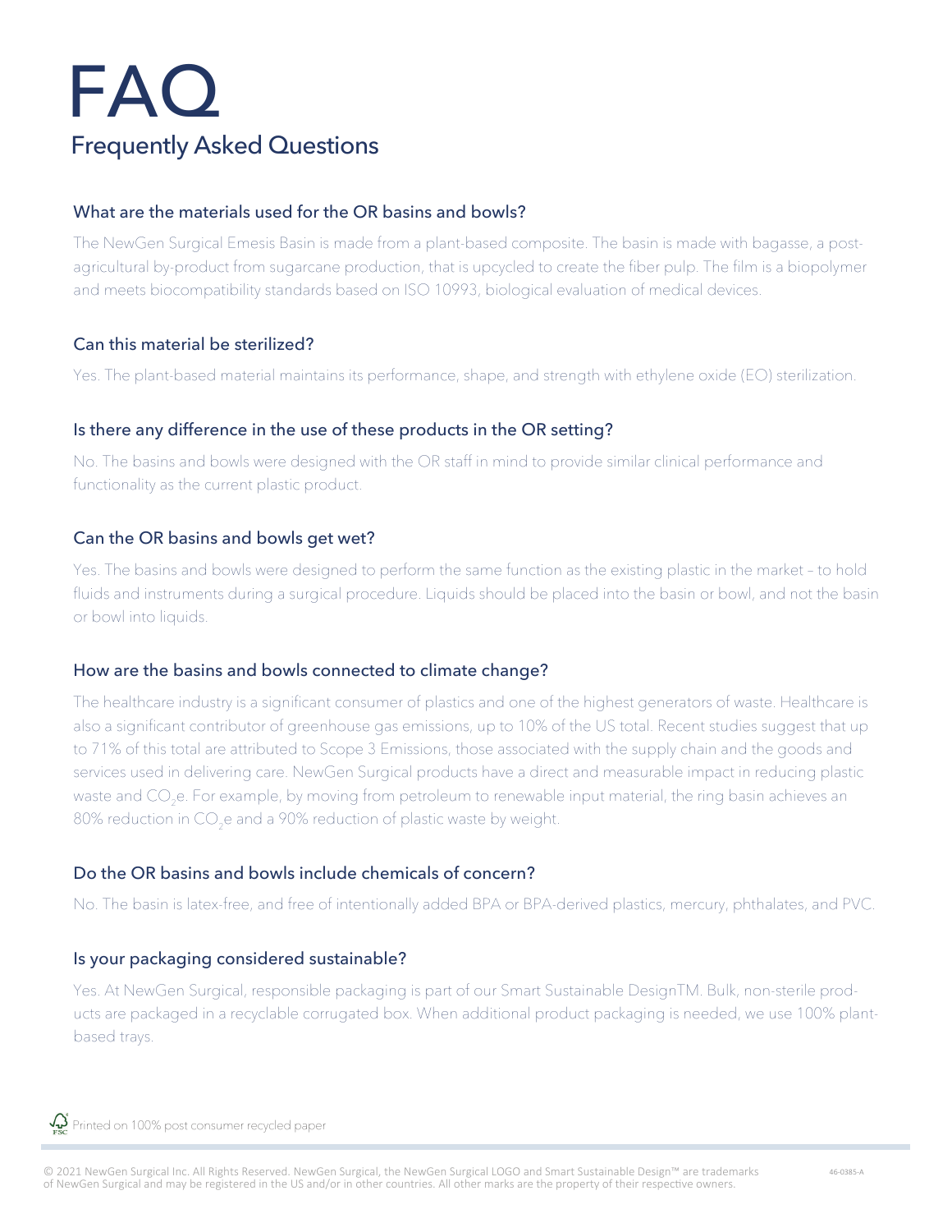# FAQ

## Frequently Asked Questions

### What are the materials used for the OR basins and bowls?

The NewGen Surgical Emesis Basin is made from a plant-based composite. The basin is made with bagasse, a post-agricultural by-product from sugarcane production, that is upcycled to create the fiber pulp. The film is a biopolymer and meets biocompatibility standards based on ISO 10993, biological evaluation of medical devices.

### Can this material be sterilized?

Yes. The plant-based material maintains its performance, shape, and strength with ethylene oxide (EO) sterilization.

### Is there any difference in the use of these products in the OR setting?

No. The basins and bowls were designed with the OR staff in mind to provide similar clinical performance and functionality as the current plastic product.

### Can the OR basins and bowls get wet?

Yes. The basins and bowls were designed to perform the same function as the existing plastic in the market – to hold fluids and instruments during a surgical procedure. Liquids should be placed into the basin or bowl, and not the basin or bowl into liquids.

### How are the basins and bowls connected to climate change?

The healthcare industry is a significant consumer of plastics and one of the highest generators of waste. Healthcare is also a significant contributor of greenhouse gas emissions, up to 10% of the US total. Recent studies suggest that up to 71% of this total are attributed to Scope 3 Emissions, those associated with the supply chain and the goods and services used in delivering care. NewGen Surgical products have a direct and measurable impact in reducing plastic waste and $CO_2e$. For example, by moving from petroleum to renewable input material, the ring basin achieves an 80% reduction in $CO_2e$ and a 90% reduction of plastic waste by weight.

### Do the OR basins and bowls include chemicals of concern?

No. The basin is latex-free, and free of intentionally added BPA or BPA-derived plastics, mercury, phthalates, and PVC.

### Is your packaging considered sustainable?

Yes. At NewGen Surgical, responsible packaging is part of our Smart Sustainable DesignTM. Bulk, non-sterile products are packaged in a recyclable corrugated box. When additional product packaging is needed, we use 100% plant-based trays.

Printed on 100% post consumer recycled paper

© 2021 NewGen Surgical Inc. All Rights Reserved. NewGen Surgical, the NewGen Surgical LOGO and Smart Sustainable Design™ are trademarks of NewGen Surgical and may be registered in the US and/or in other countries. All other marks are the property of their respective owners.

46-0385-A